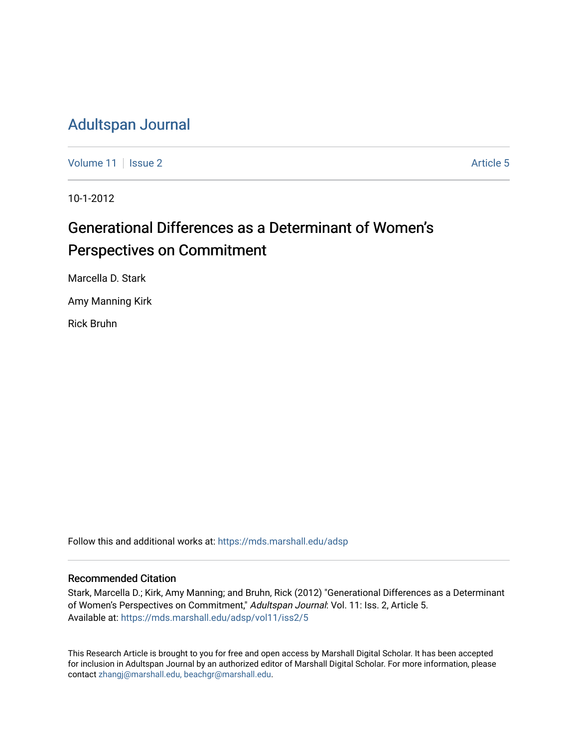# Adultspan Journal

Volume 11 | Issue 2 | Article 5

10-1-2012

## Generational Differences as a Determinant of Women's Perspectives on Commitment

Marcella D. Stark

Amy Manning Kirk

Rick Bruhn

Follow this and additional works at: https://mds.marshall.edu/adsp

### Recommended Citation

Stark, Marcella D.; Kirk, Amy Manning; and Bruhn, Rick (2012) "Generational Differences as a Determinant of Women's Perspectives on Commitment," *Adultspan Journal*: Vol. 11: Iss. 2, Article 5.
Available at: https://mds.marshall.edu/adsp/vol11/iss2/5

This Research Article is brought to you for free and open access by Marshall Digital Scholar. It has been accepted for inclusion in Adultspan Journal by an authorized editor of Marshall Digital Scholar. For more information, please contact zhangj@marshall.edu, beachgr@marshall.edu.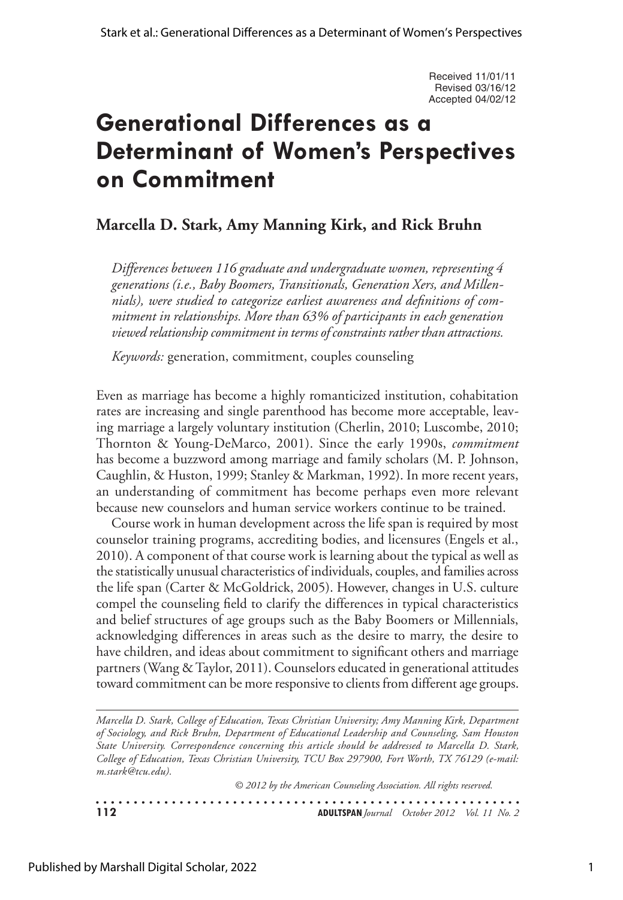Received 11/01/11
Revised 03/16/12
Accepted 04/02/12

# Generational Differences as a Determinant of Women's Perspectives on Commitment

**Marcella D. Stark, Amy Manning Kirk, and Rick Bruhn**

*Differences between 116 graduate and undergraduate women, representing 4 generations (i.e., Baby Boomers, Transitionals, Generation Xers, and Millennials), were studied to categorize earliest awareness and definitions of commitment in relationships. More than 63% of participants in each generation viewed relationship commitment in terms of constraints rather than attractions.*

*Keywords:* generation, commitment, couples counseling

Even as marriage has become a highly romanticized institution, cohabitation rates are increasing and single parenthood has become more acceptable, leaving marriage a largely voluntary institution (Cherlin, 2010; Luscombe, 2010; Thornton & Young-DeMarco, 2001). Since the early 1990s, *commitment* has become a buzzword among marriage and family scholars (M. P. Johnson, Caughlin, & Huston, 1999; Stanley & Markman, 1992). In more recent years, an understanding of commitment has become perhaps even more relevant because new counselors and human service workers continue to be trained.

Course work in human development across the life span is required by most counselor training programs, accrediting bodies, and licensures (Engels et al., 2010). A component of that course work is learning about the typical as well as the statistically unusual characteristics of individuals, couples, and families across the life span (Carter & McGoldrick, 2005). However, changes in U.S. culture compel the counseling field to clarify the differences in typical characteristics and belief structures of age groups such as the Baby Boomers or Millennials, acknowledging differences in areas such as the desire to marry, the desire to have children, and ideas about commitment to significant others and marriage partners (Wang & Taylor, 2011). Counselors educated in generational attitudes toward commitment can be more responsive to clients from different age groups.

*Marcella D. Stark, College of Education, Texas Christian University; Amy Manning Kirk, Department of Sociology, and Rick Bruhn, Department of Educational Leadership and Counseling, Sam Houston State University. Correspondence concerning this article should be addressed to Marcella D. Stark, College of Education, Texas Christian University, TCU Box 297900, Fort Worth, TX 76129 (e-mail: m.stark@tcu.edu).*

*© 2012 by the American Counseling Association. All rights reserved.*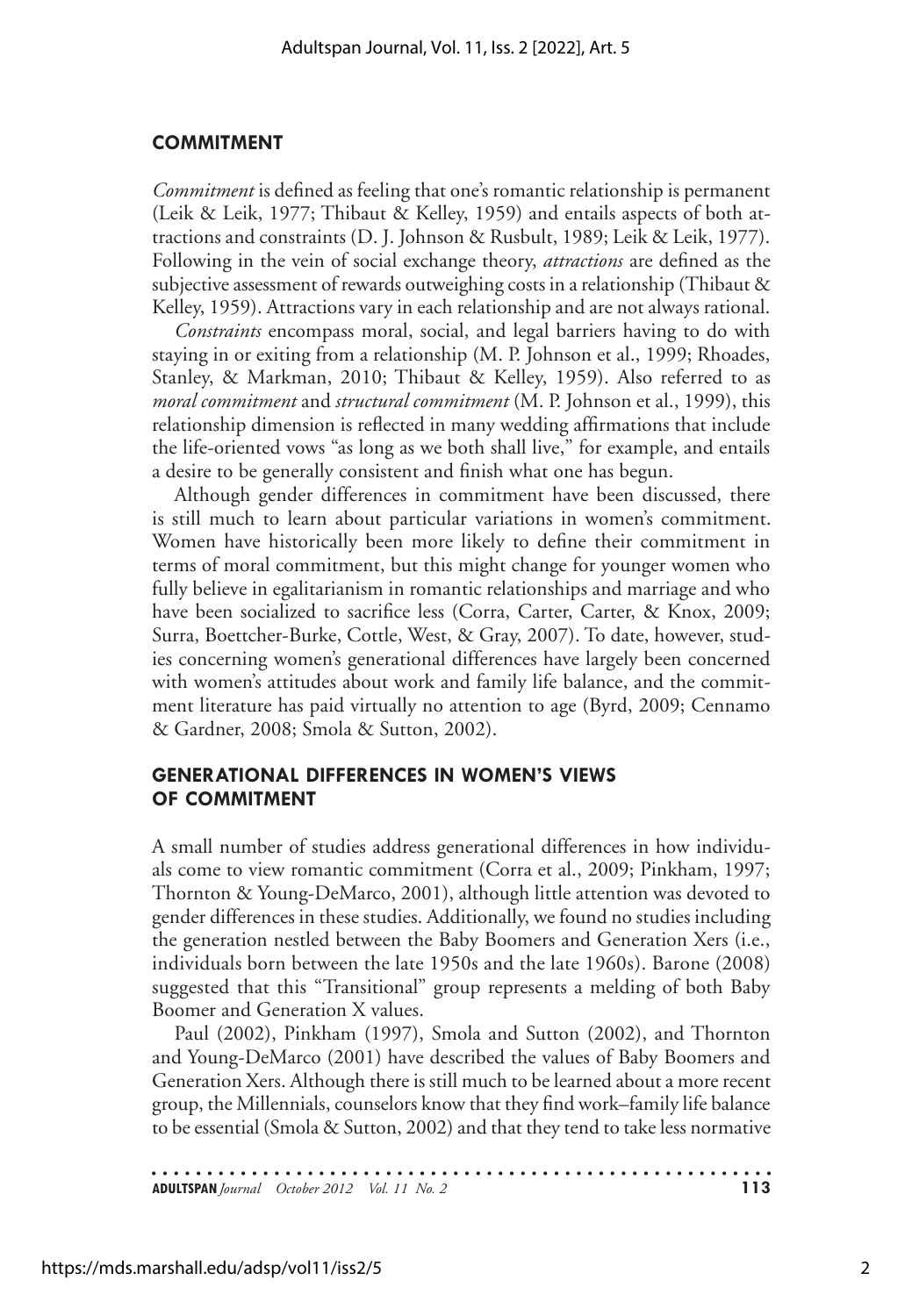## COMMITMENT

*Commitment* is defined as feeling that one's romantic relationship is permanent (Leik & Leik, 1977; Thibaut & Kelley, 1959) and entails aspects of both attractions and constraints (D. J. Johnson & Rusbult, 1989; Leik & Leik, 1977). Following in the vein of social exchange theory, *attractions* are defined as the subjective assessment of rewards outweighing costs in a relationship (Thibaut & Kelley, 1959). Attractions vary in each relationship and are not always rational.

*Constraints* encompass moral, social, and legal barriers having to do with staying in or exiting from a relationship (M. P. Johnson et al., 1999; Rhoades, Stanley, & Markman, 2010; Thibaut & Kelley, 1959). Also referred to as *moral commitment* and *structural commitment* (M. P. Johnson et al., 1999), this relationship dimension is reflected in many wedding affirmations that include the life-oriented vows "as long as we both shall live," for example, and entails a desire to be generally consistent and finish what one has begun.

Although gender differences in commitment have been discussed, there is still much to learn about particular variations in women's commitment. Women have historically been more likely to define their commitment in terms of moral commitment, but this might change for younger women who fully believe in egalitarianism in romantic relationships and marriage and who have been socialized to sacrifice less (Corra, Carter, Carter, & Knox, 2009; Surra, Boettcher-Burke, Cottle, West, & Gray, 2007). To date, however, studies concerning women's generational differences have largely been concerned with women's attitudes about work and family life balance, and the commitment literature has paid virtually no attention to age (Byrd, 2009; Cennamo & Gardner, 2008; Smola & Sutton, 2002).

## GENERATIONAL DIFFERENCES IN WOMEN'S VIEWS OF COMMITMENT

A small number of studies address generational differences in how individuals come to view romantic commitment (Corra et al., 2009; Pinkham, 1997; Thornton & Young-DeMarco, 2001), although little attention was devoted to gender differences in these studies. Additionally, we found no studies including the generation nestled between the Baby Boomers and Generation Xers (i.e., individuals born between the late 1950s and the late 1960s). Barone (2008) suggested that this "Transitional" group represents a melding of both Baby Boomer and Generation X values.

Paul (2002), Pinkham (1997), Smola and Sutton (2002), and Thornton and Young-DeMarco (2001) have described the values of Baby Boomers and Generation Xers. Although there is still much to be learned about a more recent group, the Millennials, counselors know that they find work–family life balance to be essential (Smola & Sutton, 2002) and that they tend to take less normative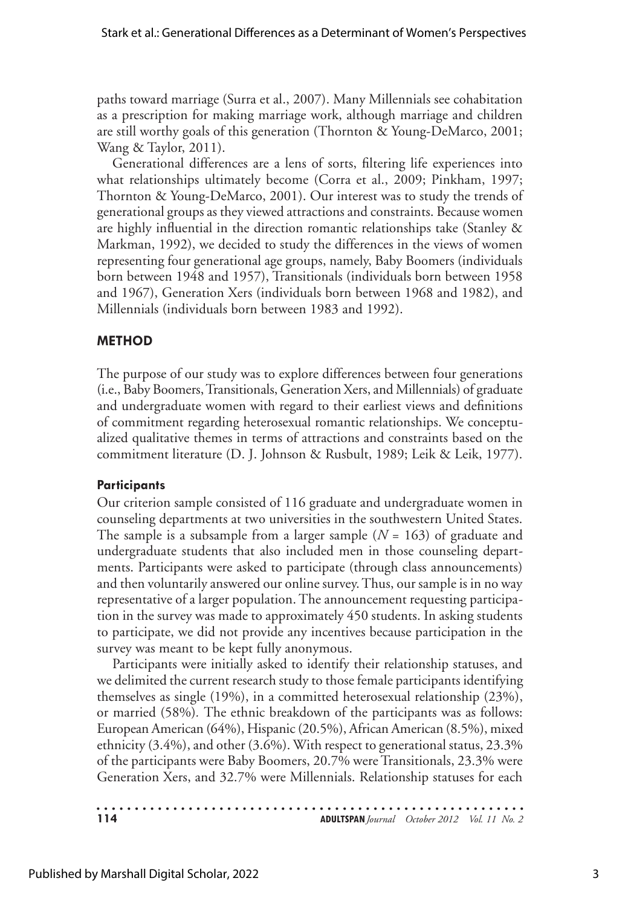paths toward marriage (Surra et al., 2007). Many Millennials see cohabitation as a prescription for making marriage work, although marriage and children are still worthy goals of this generation (Thornton & Young-DeMarco, 2001; Wang & Taylor, 2011).

Generational differences are a lens of sorts, filtering life experiences into what relationships ultimately become (Corra et al., 2009; Pinkham, 1997; Thornton & Young-DeMarco, 2001). Our interest was to study the trends of generational groups as they viewed attractions and constraints. Because women are highly influential in the direction romantic relationships take (Stanley & Markman, 1992), we decided to study the differences in the views of women representing four generational age groups, namely, Baby Boomers (individuals born between 1948 and 1957), Transitionals (individuals born between 1958 and 1967), Generation Xers (individuals born between 1968 and 1982), and Millennials (individuals born between 1983 and 1992).

## METHOD

The purpose of our study was to explore differences between four generations (i.e., Baby Boomers, Transitionals, Generation Xers, and Millennials) of graduate and undergraduate women with regard to their earliest views and definitions of commitment regarding heterosexual romantic relationships. We conceptualized qualitative themes in terms of attractions and constraints based on the commitment literature (D. J. Johnson & Rusbult, 1989; Leik & Leik, 1977).

### Participants

Our criterion sample consisted of 116 graduate and undergraduate women in counseling departments at two universities in the southwestern United States. The sample is a subsample from a larger sample ($N$ = 163) of graduate and undergraduate students that also included men in those counseling departments. Participants were asked to participate (through class announcements) and then voluntarily answered our online survey. Thus, our sample is in no way representative of a larger population. The announcement requesting participation in the survey was made to approximately 450 students. In asking students to participate, we did not provide any incentives because participation in the survey was meant to be kept fully anonymous.

Participants were initially asked to identify their relationship statuses, and we delimited the current research study to those female participants identifying themselves as single (19%), in a committed heterosexual relationship (23%), or married (58%). The ethnic breakdown of the participants was as follows: European American (64%), Hispanic (20.5%), African American (8.5%), mixed ethnicity (3.4%), and other (3.6%). With respect to generational status, 23.3% of the participants were Baby Boomers, 20.7% were Transitionals, 23.3% were Generation Xers, and 32.7% were Millennials. Relationship statuses for each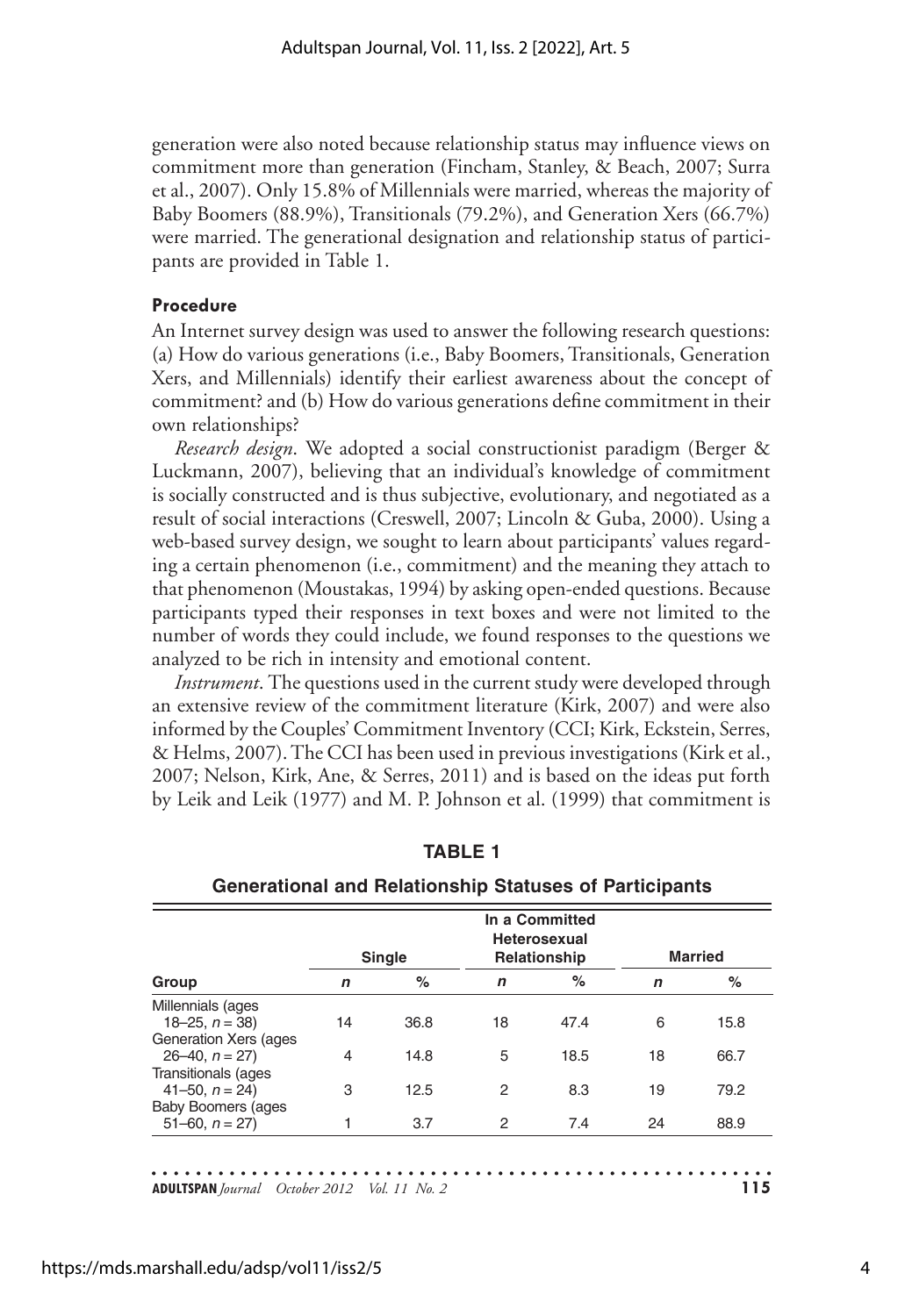generation were also noted because relationship status may influence views on commitment more than generation (Fincham, Stanley, & Beach, 2007; Surra et al., 2007). Only 15.8% of Millennials were married, whereas the majority of Baby Boomers (88.9%), Transitionals (79.2%), and Generation Xers (66.7%) were married. The generational designation and relationship status of participants are provided in Table 1.

#### Procedure

An Internet survey design was used to answer the following research questions: (a) How do various generations (i.e., Baby Boomers, Transitionals, Generation Xers, and Millennials) identify their earliest awareness about the concept of commitment? and (b) How do various generations define commitment in their own relationships?

*Research design*. We adopted a social constructionist paradigm (Berger & Luckmann, 2007), believing that an individual's knowledge of commitment is socially constructed and is thus subjective, evolutionary, and negotiated as a result of social interactions (Creswell, 2007; Lincoln & Guba, 2000). Using a web-based survey design, we sought to learn about participants' values regarding a certain phenomenon (i.e., commitment) and the meaning they attach to that phenomenon (Moustakas, 1994) by asking open-ended questions. Because participants typed their responses in text boxes and were not limited to the number of words they could include, we found responses to the questions we analyzed to be rich in intensity and emotional content.

*Instrument*. The questions used in the current study were developed through an extensive review of the commitment literature (Kirk, 2007) and were also informed by the Couples' Commitment Inventory (CCI; Kirk, Eckstein, Serres, & Helms, 2007). The CCI has been used in previous investigations (Kirk et al., 2007; Nelson, Kirk, Ane, & Serres, 2011) and is based on the ideas put forth by Leik and Leik (1977) and M. P. Johnson et al. (1999) that commitment is

**TABLE 1**

**Generational and Relationship Statuses of Participants**

| Group | Single | | In a Committed Heterosexual Relationship | | Married | |
|---|---|---|---|---|---|---|
| | *n* | % | *n* | % | *n* | % |
| Millennials (ages 18–25, *n* = 38) | 14 | 36.8 | 18 | 47.4 | 6 | 15.8 |
| Generation Xers (ages 26–40, *n* = 27) | 4 | 14.8 | 5 | 18.5 | 18 | 66.7 |
| Transitionals (ages 41–50, *n* = 24) | 3 | 12.5 | 2 | 8.3 | 19 | 79.2 |
| Baby Boomers (ages 51–60, *n* = 27) | 1 | 3.7 | 2 | 7.4 | 24 | 88.9 |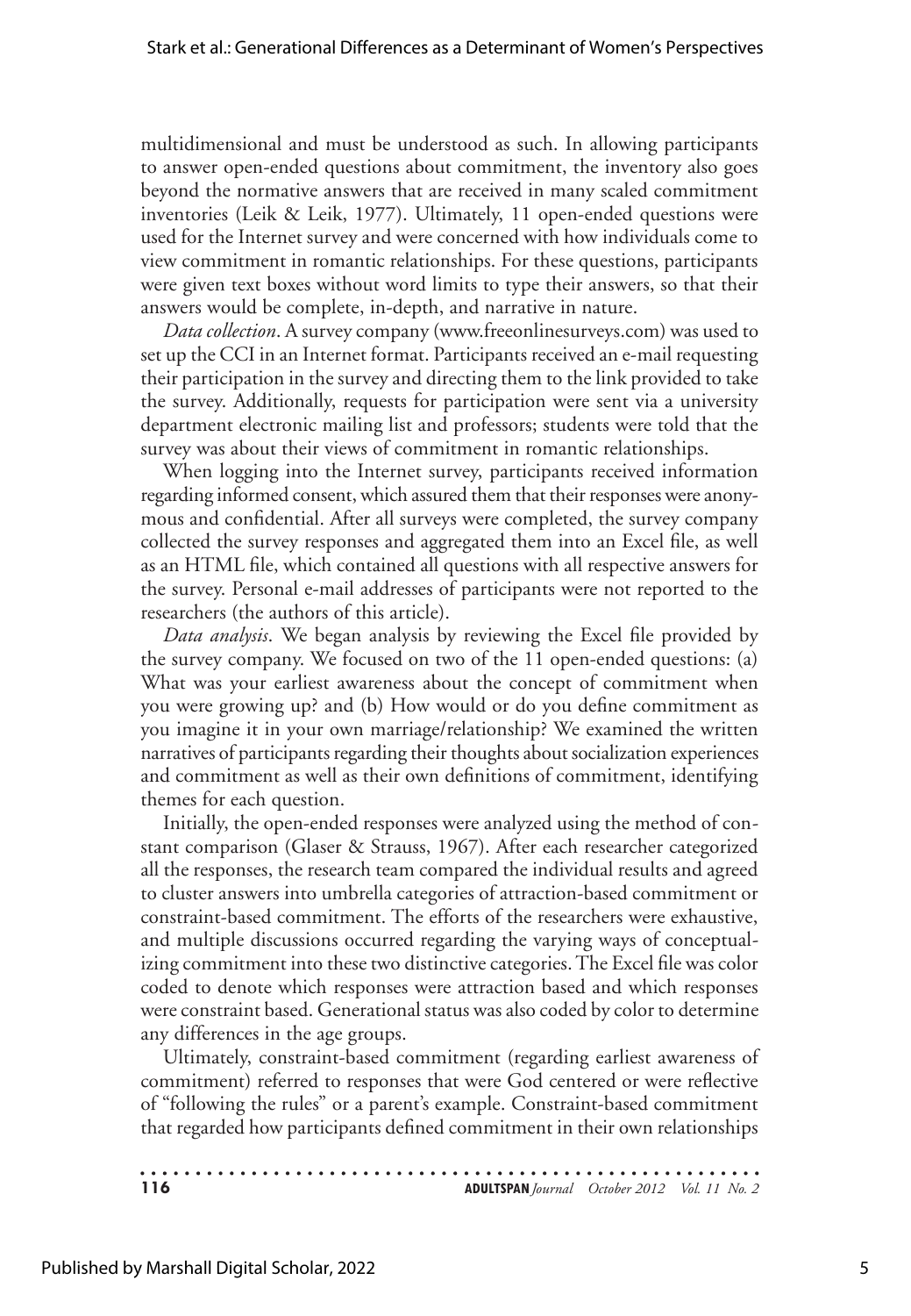multidimensional and must be understood as such. In allowing participants to answer open-ended questions about commitment, the inventory also goes beyond the normative answers that are received in many scaled commitment inventories (Leik & Leik, 1977). Ultimately, 11 open-ended questions were used for the Internet survey and were concerned with how individuals come to view commitment in romantic relationships. For these questions, participants were given text boxes without word limits to type their answers, so that their answers would be complete, in-depth, and narrative in nature.

*Data collection*. A survey company (www.freeonlinesurveys.com) was used to set up the CCI in an Internet format. Participants received an e-mail requesting their participation in the survey and directing them to the link provided to take the survey. Additionally, requests for participation were sent via a university department electronic mailing list and professors; students were told that the survey was about their views of commitment in romantic relationships.

When logging into the Internet survey, participants received information regarding informed consent, which assured them that their responses were anonymous and confidential. After all surveys were completed, the survey company collected the survey responses and aggregated them into an Excel file, as well as an HTML file, which contained all questions with all respective answers for the survey. Personal e-mail addresses of participants were not reported to the researchers (the authors of this article).

*Data analysis*. We began analysis by reviewing the Excel file provided by the survey company. We focused on two of the 11 open-ended questions: (a) What was your earliest awareness about the concept of commitment when you were growing up? and (b) How would or do you define commitment as you imagine it in your own marriage/relationship? We examined the written narratives of participants regarding their thoughts about socialization experiences and commitment as well as their own definitions of commitment, identifying themes for each question.

Initially, the open-ended responses were analyzed using the method of constant comparison (Glaser & Strauss, 1967). After each researcher categorized all the responses, the research team compared the individual results and agreed to cluster answers into umbrella categories of attraction-based commitment or constraint-based commitment. The efforts of the researchers were exhaustive, and multiple discussions occurred regarding the varying ways of conceptualizing commitment into these two distinctive categories. The Excel file was color coded to denote which responses were attraction based and which responses were constraint based. Generational status was also coded by color to determine any differences in the age groups.

Ultimately, constraint-based commitment (regarding earliest awareness of commitment) referred to responses that were God centered or were reflective of "following the rules" or a parent's example. Constraint-based commitment that regarded how participants defined commitment in their own relationships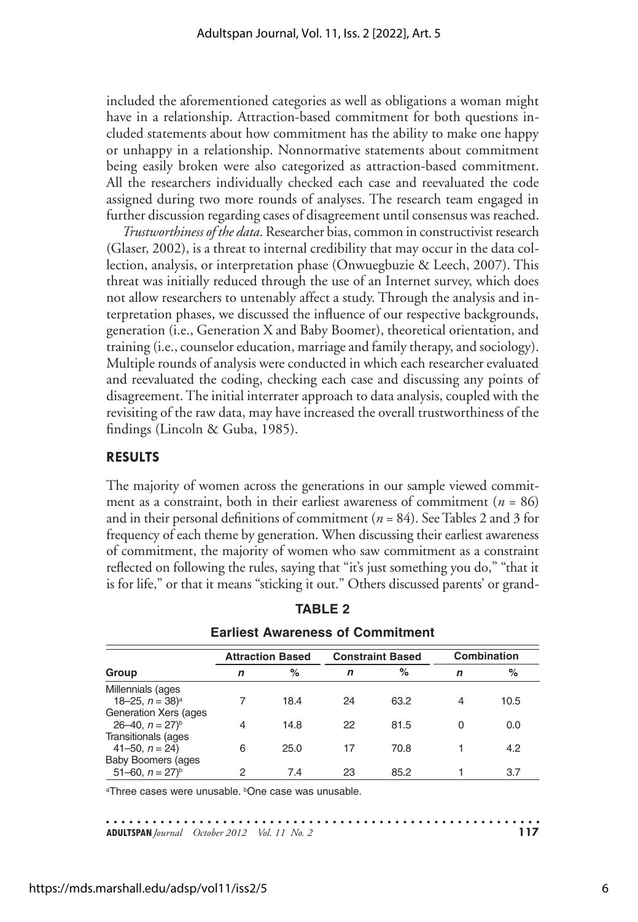included the aforementioned categories as well as obligations a woman might have in a relationship. Attraction-based commitment for both questions included statements about how commitment has the ability to make one happy or unhappy in a relationship. Nonnormative statements about commitment being easily broken were also categorized as attraction-based commitment. All the researchers individually checked each case and reevaluated the code assigned during two more rounds of analyses. The research team engaged in further discussion regarding cases of disagreement until consensus was reached.

*Trustworthiness of the data*. Researcher bias, common in constructivist research (Glaser, 2002), is a threat to internal credibility that may occur in the data collection, analysis, or interpretation phase (Onwuegbuzie & Leech, 2007). This threat was initially reduced through the use of an Internet survey, which does not allow researchers to untenably affect a study. Through the analysis and interpretation phases, we discussed the influence of our respective backgrounds, generation (i.e., Generation X and Baby Boomer), theoretical orientation, and training (i.e., counselor education, marriage and family therapy, and sociology). Multiple rounds of analysis were conducted in which each researcher evaluated and reevaluated the coding, checking each case and discussing any points of disagreement. The initial interrater approach to data analysis, coupled with the revisiting of the raw data, may have increased the overall trustworthiness of the findings (Lincoln & Guba, 1985).

## RESULTS

The majority of women across the generations in our sample viewed commitment as a constraint, both in their earliest awareness of commitment ($n$ = 86) and in their personal definitions of commitment ($n$ = 84). See Tables 2 and 3 for frequency of each theme by generation. When discussing their earliest awareness of commitment, the majority of women who saw commitment as a constraint reflected on following the rules, saying that "it's just something you do," "that it is for life," or that it means "sticking it out." Others discussed parents' or grand-

**TABLE 2**

**Earliest Awareness of Commitment**

| Group | Attraction Based | | Constraint Based | | Combination | |
|---|---|---|---|---|---|---|
| | $n$ | % | $n$ | % | $n$ | % |
| Millennials (ages 18–25, $n$ = 38)[a] | 7 | 18.4 | 24 | 63.2 | 4 | 10.5 |
| Generation Xers (ages 26–40, $n$ = 27)[b] | 4 | 14.8 | 22 | 81.5 | 0 | 0.0 |
| Transitionals (ages 41–50, $n$ = 24) | 6 | 25.0 | 17 | 70.8 | 1 | 4.2 |
| Baby Boomers (ages 51–60, $n$ = 27)[b] | 2 | 7.4 | 23 | 85.2 | 1 | 3.7 |

[a]Three cases were unusable. [b]One case was unusable.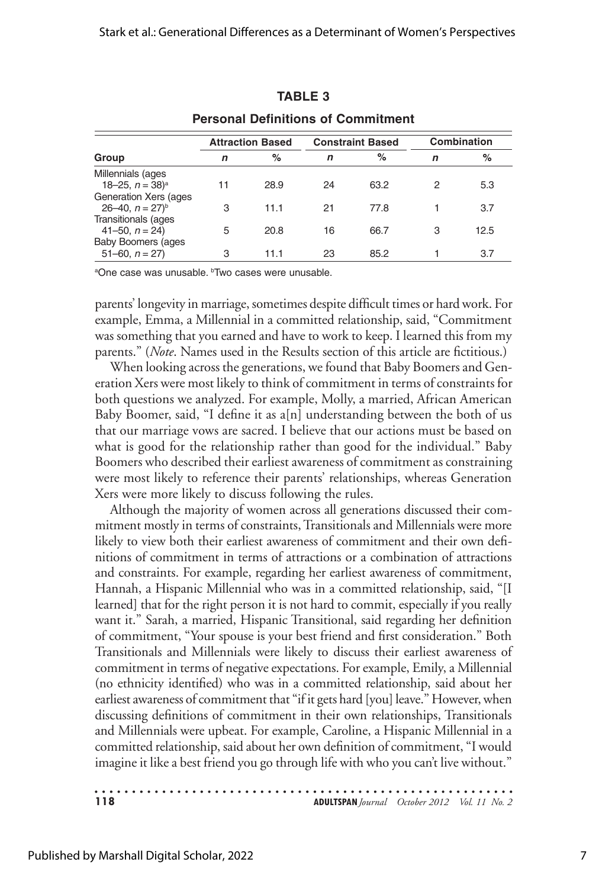**TABLE 3**

**Personal Definitions of Commitment**

| | Attraction Based | | Constraint Based | | Combination | |
|---|---|---|---|---|---|---|
| Group | *n* | % | *n* | % | *n* | % |
| Millennials (ages 18–25, $n = 38$)[a] | 11 | 28.9 | 24 | 63.2 | 2 | 5.3 |
| Generation Xers (ages 26–40, $n = 27$)[b] | 3 | 11.1 | 21 | 77.8 | 1 | 3.7 |
| Transitionals (ages 41–50, $n = 24$) | 5 | 20.8 | 16 | 66.7 | 3 | 12.5 |
| Baby Boomers (ages 51–60, $n = 27$) | 3 | 11.1 | 23 | 85.2 | 1 | 3.7 |

[a]One case was unusable. [b]Two cases were unusable.

parents' longevity in marriage, sometimes despite difficult times or hard work. For example, Emma, a Millennial in a committed relationship, said, "Commitment was something that you earned and have to work to keep. I learned this from my parents." (*Note*. Names used in the Results section of this article are fictitious.)

When looking across the generations, we found that Baby Boomers and Generation Xers were most likely to think of commitment in terms of constraints for both questions we analyzed. For example, Molly, a married, African American Baby Boomer, said, "I define it as a[n] understanding between the both of us that our marriage vows are sacred. I believe that our actions must be based on what is good for the relationship rather than good for the individual." Baby Boomers who described their earliest awareness of commitment as constraining were most likely to reference their parents' relationships, whereas Generation Xers were more likely to discuss following the rules.

Although the majority of women across all generations discussed their commitment mostly in terms of constraints, Transitionals and Millennials were more likely to view both their earliest awareness of commitment and their own definitions of commitment in terms of attractions or a combination of attractions and constraints. For example, regarding her earliest awareness of commitment, Hannah, a Hispanic Millennial who was in a committed relationship, said, "[I learned] that for the right person it is not hard to commit, especially if you really want it." Sarah, a married, Hispanic Transitional, said regarding her definition of commitment, "Your spouse is your best friend and first consideration." Both Transitionals and Millennials were likely to discuss their earliest awareness of commitment in terms of negative expectations. For example, Emily, a Millennial (no ethnicity identified) who was in a committed relationship, said about her earliest awareness of commitment that "if it gets hard [you] leave." However, when discussing definitions of commitment in their own relationships, Transitionals and Millennials were upbeat. For example, Caroline, a Hispanic Millennial in a committed relationship, said about her own definition of commitment, "I would imagine it like a best friend you go through life with who you can't live without."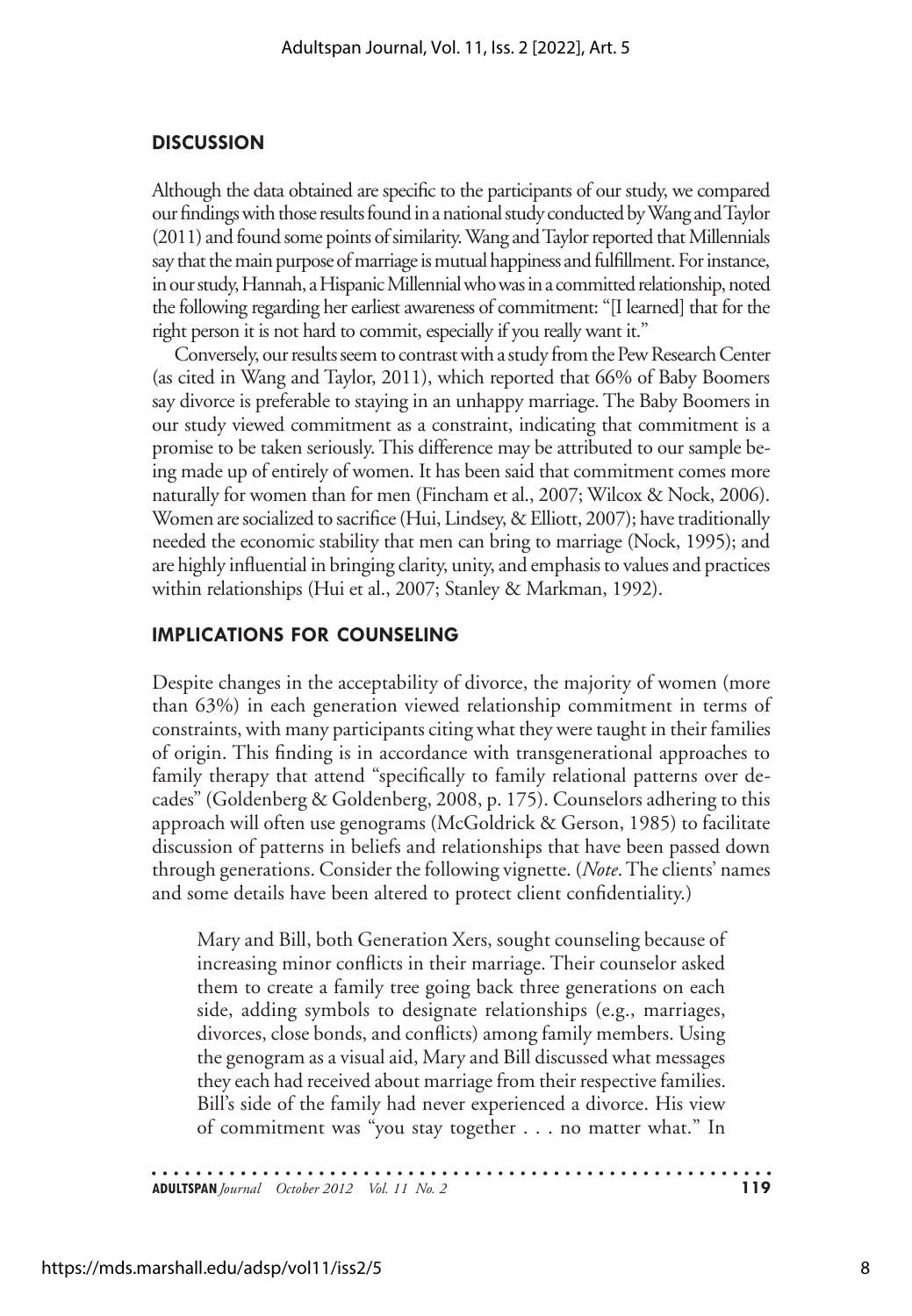## DISCUSSION

Although the data obtained are specific to the participants of our study, we compared our findings with those results found in a national study conducted by Wang and Taylor (2011) and found some points of similarity. Wang and Taylor reported that Millennials say that the main purpose of marriage is mutual happiness and fulfillment. For instance, in our study, Hannah, a Hispanic Millennial who was in a committed relationship, noted the following regarding her earliest awareness of commitment: "[I learned] that for the right person it is not hard to commit, especially if you really want it."

Conversely, our results seem to contrast with a study from the Pew Research Center (as cited in Wang and Taylor, 2011), which reported that 66% of Baby Boomers say divorce is preferable to staying in an unhappy marriage. The Baby Boomers in our study viewed commitment as a constraint, indicating that commitment is a promise to be taken seriously. This difference may be attributed to our sample being made up of entirely of women. It has been said that commitment comes more naturally for women than for men (Fincham et al., 2007; Wilcox & Nock, 2006). Women are socialized to sacrifice (Hui, Lindsey, & Elliott, 2007); have traditionally needed the economic stability that men can bring to marriage (Nock, 1995); and are highly influential in bringing clarity, unity, and emphasis to values and practices within relationships (Hui et al., 2007; Stanley & Markman, 1992).

## IMPLICATIONS FOR COUNSELING

Despite changes in the acceptability of divorce, the majority of women (more than 63%) in each generation viewed relationship commitment in terms of constraints, with many participants citing what they were taught in their families of origin. This finding is in accordance with transgenerational approaches to family therapy that attend "specifically to family relational patterns over decades" (Goldenberg & Goldenberg, 2008, p. 175). Counselors adhering to this approach will often use genograms (McGoldrick & Gerson, 1985) to facilitate discussion of patterns in beliefs and relationships that have been passed down through generations. Consider the following vignette. (*Note*. The clients' names and some details have been altered to protect client confidentiality.)

> Mary and Bill, both Generation Xers, sought counseling because of increasing minor conflicts in their marriage. Their counselor asked them to create a family tree going back three generations on each side, adding symbols to designate relationships (e.g., marriages, divorces, close bonds, and conflicts) among family members. Using the genogram as a visual aid, Mary and Bill discussed what messages they each had received about marriage from their respective families. Bill's side of the family had never experienced a divorce. His view of commitment was "you stay together . . . no matter what." In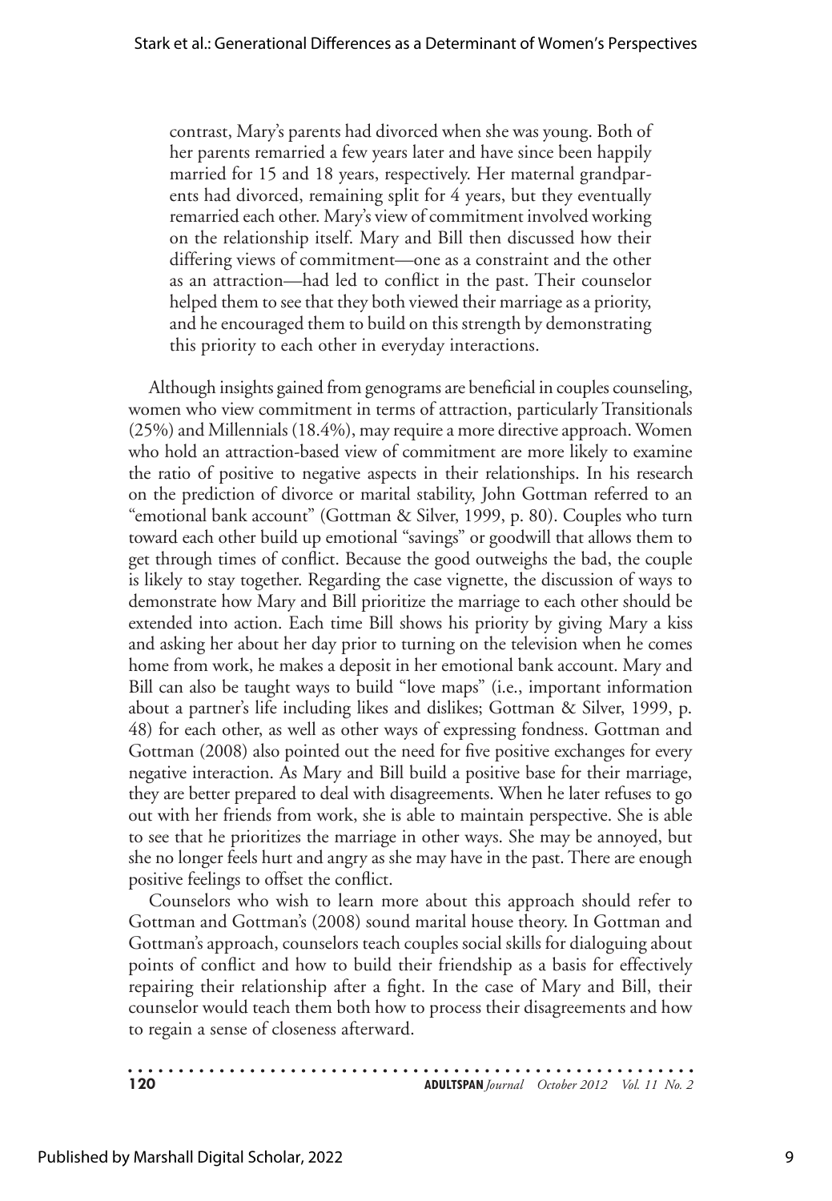contrast, Mary's parents had divorced when she was young. Both of her parents remarried a few years later and have since been happily married for 15 and 18 years, respectively. Her maternal grandparents had divorced, remaining split for 4 years, but they eventually remarried each other. Mary's view of commitment involved working on the relationship itself. Mary and Bill then discussed how their differing views of commitment—one as a constraint and the other as an attraction—had led to conflict in the past. Their counselor helped them to see that they both viewed their marriage as a priority, and he encouraged them to build on this strength by demonstrating this priority to each other in everyday interactions.

Although insights gained from genograms are beneficial in couples counseling, women who view commitment in terms of attraction, particularly Transitionals (25%) and Millennials (18.4%), may require a more directive approach. Women who hold an attraction-based view of commitment are more likely to examine the ratio of positive to negative aspects in their relationships. In his research on the prediction of divorce or marital stability, John Gottman referred to an "emotional bank account" (Gottman & Silver, 1999, p. 80). Couples who turn toward each other build up emotional "savings" or goodwill that allows them to get through times of conflict. Because the good outweighs the bad, the couple is likely to stay together. Regarding the case vignette, the discussion of ways to demonstrate how Mary and Bill prioritize the marriage to each other should be extended into action. Each time Bill shows his priority by giving Mary a kiss and asking her about her day prior to turning on the television when he comes home from work, he makes a deposit in her emotional bank account. Mary and Bill can also be taught ways to build "love maps" (i.e., important information about a partner's life including likes and dislikes; Gottman & Silver, 1999, p. 48) for each other, as well as other ways of expressing fondness. Gottman and Gottman (2008) also pointed out the need for five positive exchanges for every negative interaction. As Mary and Bill build a positive base for their marriage, they are better prepared to deal with disagreements. When he later refuses to go out with her friends from work, she is able to maintain perspective. She is able to see that he prioritizes the marriage in other ways. She may be annoyed, but she no longer feels hurt and angry as she may have in the past. There are enough positive feelings to offset the conflict.

Counselors who wish to learn more about this approach should refer to Gottman and Gottman's (2008) sound marital house theory. In Gottman and Gottman's approach, counselors teach couples social skills for dialoguing about points of conflict and how to build their friendship as a basis for effectively repairing their relationship after a fight. In the case of Mary and Bill, their counselor would teach them both how to process their disagreements and how to regain a sense of closeness afterward.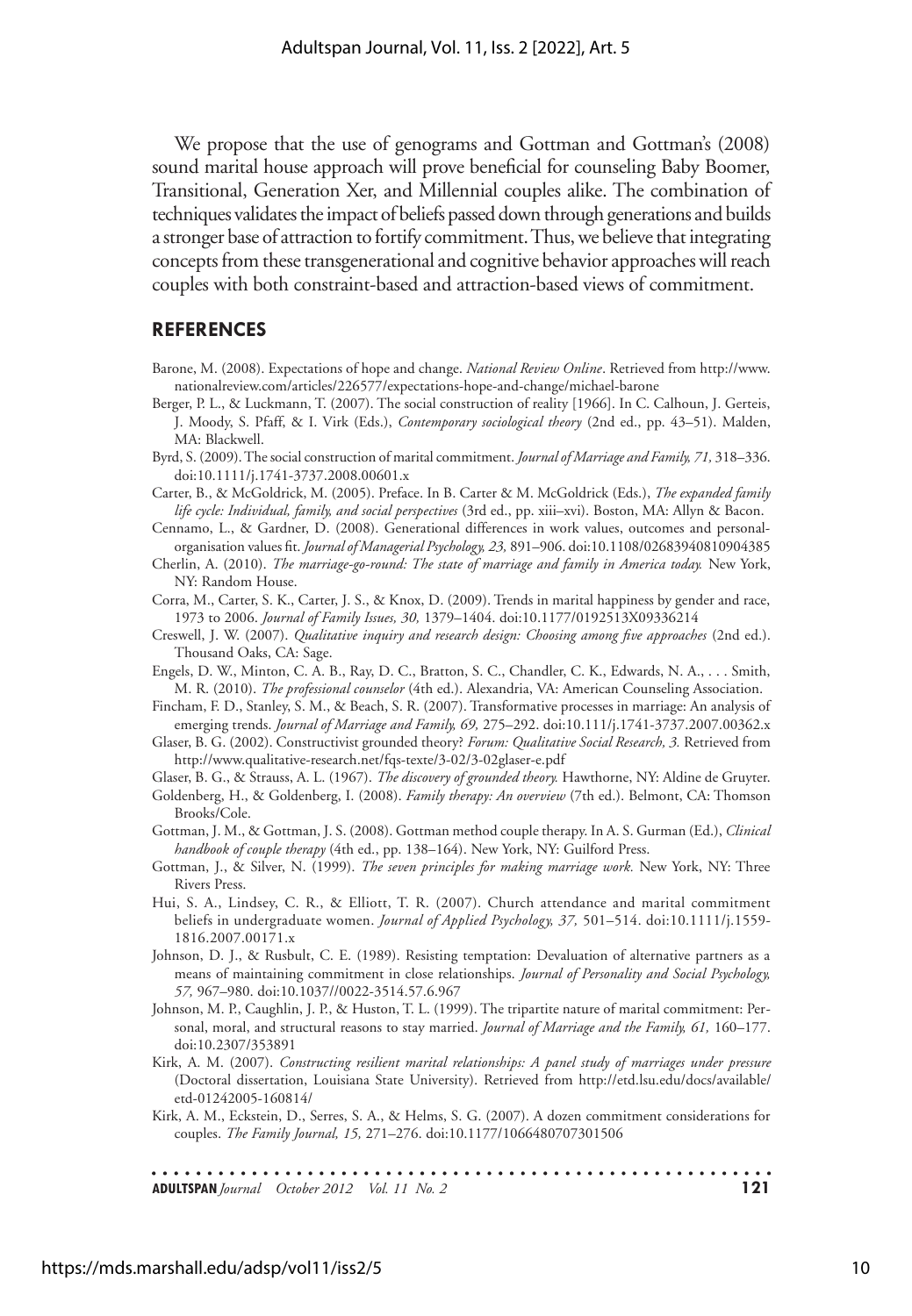We propose that the use of genograms and Gottman and Gottman's (2008) sound marital house approach will prove beneficial for counseling Baby Boomer, Transitional, Generation Xer, and Millennial couples alike. The combination of techniques validates the impact of beliefs passed down through generations and builds a stronger base of attraction to fortify commitment. Thus, we believe that integrating concepts from these transgenerational and cognitive behavior approaches will reach couples with both constraint-based and attraction-based views of commitment.

## REFERENCES

Barone, M. (2008). Expectations of hope and change. *National Review Online*. Retrieved from http://www.nationalreview.com/articles/226577/expectations-hope-and-change/michael-barone

Berger, P. L., & Luckmann, T. (2007). The social construction of reality [1966]. In C. Calhoun, J. Gerteis, J. Moody, S. Pfaff, & I. Virk (Eds.), *Contemporary sociological theory* (2nd ed., pp. 43–51). Malden, MA: Blackwell.

Byrd, S. (2009). The social construction of marital commitment. *Journal of Marriage and Family, 71,* 318–336. doi:10.1111/j.1741-3737.2008.00601.x

Carter, B., & McGoldrick, M. (2005). Preface. In B. Carter & M. McGoldrick (Eds.), *The expanded family life cycle: Individual, family, and social perspectives* (3rd ed., pp. xiii–xvi). Boston, MA: Allyn & Bacon.

Cennamo, L., & Gardner, D. (2008). Generational differences in work values, outcomes and personal-organisation values fit. *Journal of Managerial Psychology, 23,* 891–906. doi:10.1108/02683940810904385

Cherlin, A. (2010). *The marriage-go-round: The state of marriage and family in America today.* New York, NY: Random House.

Corra, M., Carter, S. K., Carter, J. S., & Knox, D. (2009). Trends in marital happiness by gender and race, 1973 to 2006. *Journal of Family Issues, 30,* 1379–1404. doi:10.1177/0192513X09336214

Creswell, J. W. (2007). *Qualitative inquiry and research design: Choosing among five approaches* (2nd ed.). Thousand Oaks, CA: Sage.

Engels, D. W., Minton, C. A. B., Ray, D. C., Bratton, S. C., Chandler, C. K., Edwards, N. A., . . . Smith, M. R. (2010). *The professional counselor* (4th ed.). Alexandria, VA: American Counseling Association.

Fincham, F. D., Stanley, S. M., & Beach, S. R. (2007). Transformative processes in marriage: An analysis of emerging trends. *Journal of Marriage and Family, 69,* 275–292. doi:10.111/j.1741-3737.2007.00362.x

Glaser, B. G. (2002). Constructivist grounded theory? *Forum: Qualitative Social Research, 3.* Retrieved from http://www.qualitative-research.net/fqs-texte/3-02/3-02glaser-e.pdf

Glaser, B. G., & Strauss, A. L. (1967). *The discovery of grounded theory.* Hawthorne, NY: Aldine de Gruyter.

Goldenberg, H., & Goldenberg, I. (2008). *Family therapy: An overview* (7th ed.). Belmont, CA: Thomson Brooks/Cole.

Gottman, J. M., & Gottman, J. S. (2008). Gottman method couple therapy. In A. S. Gurman (Ed.), *Clinical handbook of couple therapy* (4th ed., pp. 138–164). New York, NY: Guilford Press.

Gottman, J., & Silver, N. (1999). *The seven principles for making marriage work.* New York, NY: Three Rivers Press.

Hui, S. A., Lindsey, C. R., & Elliott, T. R. (2007). Church attendance and marital commitment beliefs in undergraduate women. *Journal of Applied Psychology, 37,* 501–514. doi:10.1111/j.1559-1816.2007.00171.x

Johnson, D. J., & Rusbult, C. E. (1989). Resisting temptation: Devaluation of alternative partners as a means of maintaining commitment in close relationships. *Journal of Personality and Social Psychology, 57,* 967–980. doi:10.1037//0022-3514.57.6.967

Johnson, M. P., Caughlin, J. P., & Huston, T. L. (1999). The tripartite nature of marital commitment: Personal, moral, and structural reasons to stay married. *Journal of Marriage and the Family, 61,* 160–177. doi:10.2307/353891

Kirk, A. M. (2007). *Constructing resilient marital relationships: A panel study of marriages under pressure* (Doctoral dissertation, Louisiana State University). Retrieved from http://etd.lsu.edu/docs/available/etd-01242005-160814/

Kirk, A. M., Eckstein, D., Serres, S. A., & Helms, S. G. (2007). A dozen commitment considerations for couples. *The Family Journal, 15,* 271–276. doi:10.1177/1066480707301506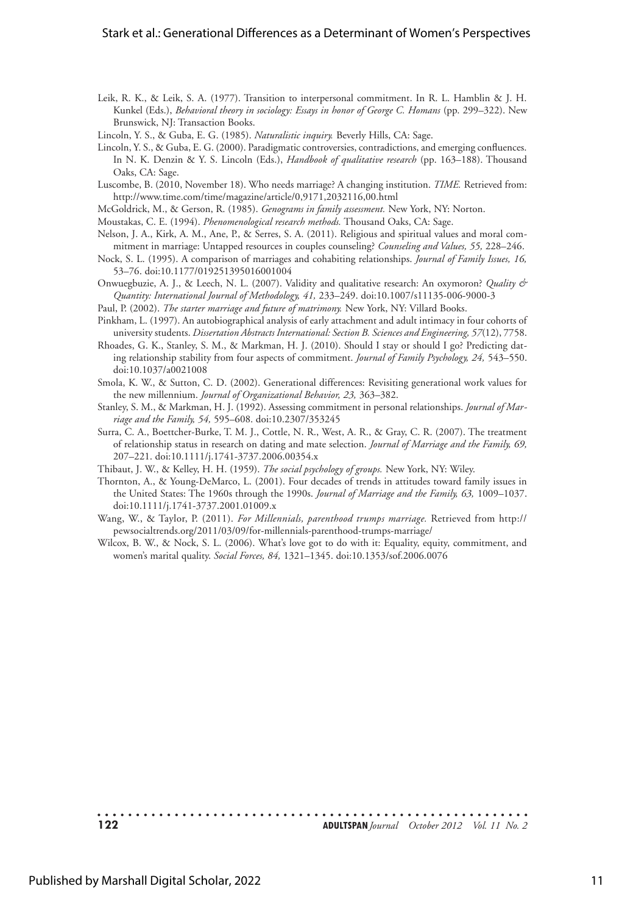Leik, R. K., & Leik, S. A. (1977). Transition to interpersonal commitment. In R. L. Hamblin & J. H. Kunkel (Eds.), *Behavioral theory in sociology: Essays in honor of George C. Homans* (pp. 299–322). New Brunswick, NJ: Transaction Books.

Lincoln, Y. S., & Guba, E. G. (1985). *Naturalistic inquiry.* Beverly Hills, CA: Sage.

Lincoln, Y. S., & Guba, E. G. (2000). Paradigmatic controversies, contradictions, and emerging confluences. In N. K. Denzin & Y. S. Lincoln (Eds.), *Handbook of qualitative research* (pp. 163–188). Thousand Oaks, CA: Sage.

Luscombe, B. (2010, November 18). Who needs marriage? A changing institution. *TIME.* Retrieved from: http://www.time.com/time/magazine/article/0,9171,2032116,00.html

McGoldrick, M., & Gerson, R. (1985). *Genograms in family assessment.* New York, NY: Norton.

Moustakas, C. E. (1994). *Phenomenological research methods.* Thousand Oaks, CA: Sage.

Nelson, J. A., Kirk, A. M., Ane, P., & Serres, S. A. (2011). Religious and spiritual values and moral commitment in marriage: Untapped resources in couples counseling? *Counseling and Values, 55,* 228–246.

Nock, S. L. (1995). A comparison of marriages and cohabiting relationships. *Journal of Family Issues, 16,* 53–76. doi:10.1177/019251395016001004

Onwuegbuzie, A. J., & Leech, N. L. (2007). Validity and qualitative research: An oxymoron? *Quality & Quantity: International Journal of Methodology, 41,* 233–249. doi:10.1007/s11135-006-9000-3

Paul, P. (2002). *The starter marriage and future of matrimony.* New York, NY: Villard Books.

Pinkham, L. (1997). An autobiographical analysis of early attachment and adult intimacy in four cohorts of university students. *Dissertation Abstracts International: Section B. Sciences and Engineering, 57*(12), 7758.

Rhoades, G. K., Stanley, S. M., & Markman, H. J. (2010). Should I stay or should I go? Predicting dating relationship stability from four aspects of commitment. *Journal of Family Psychology, 24,* 543–550. doi:10.1037/a0021008

Smola, K. W., & Sutton, C. D. (2002). Generational differences: Revisiting generational work values for the new millennium. *Journal of Organizational Behavior, 23,* 363–382.

Stanley, S. M., & Markman, H. J. (1992). Assessing commitment in personal relationships. *Journal of Marriage and the Family, 54,* 595–608. doi:10.2307/353245

Surra, C. A., Boettcher-Burke, T. M. J., Cottle, N. R., West, A. R., & Gray, C. R. (2007). The treatment of relationship status in research on dating and mate selection. *Journal of Marriage and the Family, 69,* 207–221. doi:10.1111/j.1741-3737.2006.00354.x

Thibaut, J. W., & Kelley, H. H. (1959). *The social psychology of groups.* New York, NY: Wiley.

Thornton, A., & Young-DeMarco, L. (2001). Four decades of trends in attitudes toward family issues in the United States: The 1960s through the 1990s. *Journal of Marriage and the Family, 63,* 1009–1037. doi:10.1111/j.1741-3737.2001.01009.x

Wang, W., & Taylor, P. (2011). *For Millennials, parenthood trumps marriage.* Retrieved from http://pewsocialtrends.org/2011/03/09/for-millennials-parenthood-trumps-marriage/

Wilcox, B. W., & Nock, S. L. (2006). What's love got to do with it: Equality, equity, commitment, and women's marital quality. *Social Forces, 84,* 1321–1345. doi:10.1353/sof.2006.0076